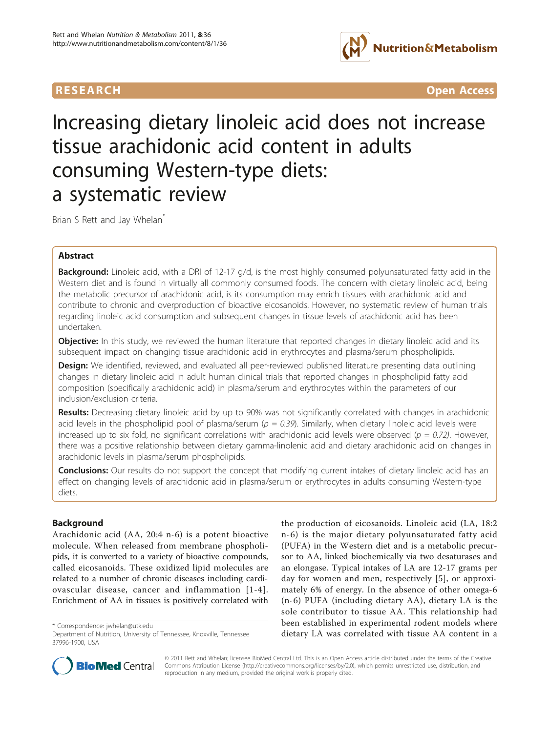RESEARCH Open Access

# Increasing dietary linoleic acid does not increase tissue arachidonic acid content in adults consuming Western-type diets: a systematic review

Brian S Rett and Jay Whelan*

## Abstract

**Background:** Linoleic acid, with a DRI of 12-17 g/d, is the most highly consumed polyunsaturated fatty acid in the Western diet and is found in virtually all commonly consumed foods. The concern with dietary linoleic acid, being the metabolic precursor of arachidonic acid, is its consumption may enrich tissues with arachidonic acid and contribute to chronic and overproduction of bioactive eicosanoids. However, no systematic review of human trials regarding linoleic acid consumption and subsequent changes in tissue levels of arachidonic acid has been undertaken.

**Objective:** In this study, we reviewed the human literature that reported changes in dietary linoleic acid and its subsequent impact on changing tissue arachidonic acid in erythrocytes and plasma/serum phospholipids.

**Design:** We identified, reviewed, and evaluated all peer-reviewed published literature presenting data outlining changes in dietary linoleic acid in adult human clinical trials that reported changes in phospholipid fatty acid composition (specifically arachidonic acid) in plasma/serum and erythrocytes within the parameters of our inclusion/exclusion criteria.

**Results:** Decreasing dietary linoleic acid by up to 90% was not significantly correlated with changes in arachidonic acid levels in the phospholipid pool of plasma/serum (*p = 0.39*). Similarly, when dietary linoleic acid levels were increased up to six fold, no significant correlations with arachidonic acid levels were observed (*p = 0.72*). However, there was a positive relationship between dietary gamma-linolenic acid and dietary arachidonic acid on changes in arachidonic levels in plasma/serum phospholipids.

**Conclusions:** Our results do not support the concept that modifying current intakes of dietary linoleic acid has an effect on changing levels of arachidonic acid in plasma/serum or erythrocytes in adults consuming Western-type diets.

## Background

Arachidonic acid (AA, 20:4 n-6) is a potent bioactive molecule. When released from membrane phospholipids, it is converted to a variety of bioactive compounds, called eicosanoids. These oxidized lipid molecules are related to a number of chronic diseases including cardiovascular disease, cancer and inflammation [1-4]. Enrichment of AA in tissues is positively correlated with the production of eicosanoids. Linoleic acid (LA, 18:2 n-6) is the major dietary polyunsaturated fatty acid (PUFA) in the Western diet and is a metabolic precursor to AA, linked biochemically via two desaturases and an elongase. Typical intakes of LA are 12-17 grams per day for women and men, respectively [5], or approximately 6% of energy. In the absence of other omega-6 (n-6) PUFA (including dietary AA), dietary LA is the sole contributor to tissue AA. This relationship had been established in experimental rodent models where dietary LA was correlated with tissue AA content in a

* Correspondence: jwhelan@utk.edu
Department of Nutrition, University of Tennessee, Knoxville, Tennessee 37996-1900, USA

© 2011 Rett and Whelan; licensee BioMed Central Ltd. This is an Open Access article distributed under the terms of the Creative Commons Attribution License (http://creativecommons.org/licenses/by/2.0), which permits unrestricted use, distribution, and reproduction in any medium, provided the original work is properly cited.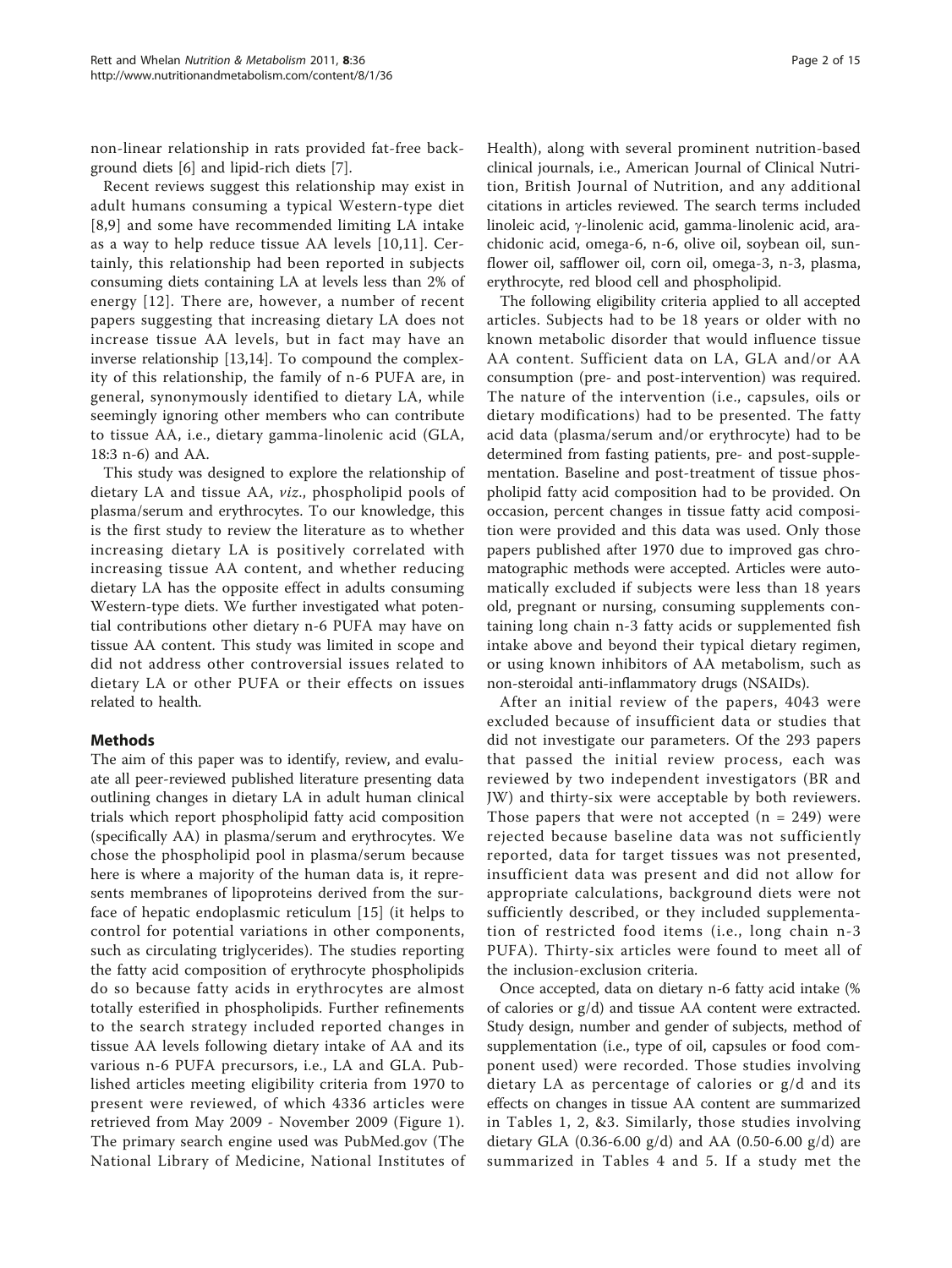non-linear relationship in rats provided fat-free background diets [6] and lipid-rich diets [7].

Recent reviews suggest this relationship may exist in adult humans consuming a typical Western-type diet [8,9] and some have recommended limiting LA intake as a way to help reduce tissue AA levels [10,11]. Certainly, this relationship had been reported in subjects consuming diets containing LA at levels less than 2% of energy [12]. There are, however, a number of recent papers suggesting that increasing dietary LA does not increase tissue AA levels, but in fact may have an inverse relationship [13,14]. To compound the complexity of this relationship, the family of n-6 PUFA are, in general, synonymously identified to dietary LA, while seemingly ignoring other members who can contribute to tissue AA, i.e., dietary gamma-linolenic acid (GLA, 18:3 n-6) and AA.

This study was designed to explore the relationship of dietary LA and tissue AA, *viz*., phospholipid pools of plasma/serum and erythrocytes. To our knowledge, this is the first study to review the literature as to whether increasing dietary LA is positively correlated with increasing tissue AA content, and whether reducing dietary LA has the opposite effect in adults consuming Western-type diets. We further investigated what potential contributions other dietary n-6 PUFA may have on tissue AA content. This study was limited in scope and did not address other controversial issues related to dietary LA or other PUFA or their effects on issues related to health.

## Methods

The aim of this paper was to identify, review, and evaluate all peer-reviewed published literature presenting data outlining changes in dietary LA in adult human clinical trials which report phospholipid fatty acid composition (specifically AA) in plasma/serum and erythrocytes. We chose the phospholipid pool in plasma/serum because here is where a majority of the human data is, it represents membranes of lipoproteins derived from the surface of hepatic endoplasmic reticulum [15] (it helps to control for potential variations in other components, such as circulating triglycerides). The studies reporting the fatty acid composition of erythrocyte phospholipids do so because fatty acids in erythrocytes are almost totally esterified in phospholipids. Further refinements to the search strategy included reported changes in tissue AA levels following dietary intake of AA and its various n-6 PUFA precursors, i.e., LA and GLA. Published articles meeting eligibility criteria from 1970 to present were reviewed, of which 4336 articles were retrieved from May 2009 - November 2009 (Figure 1). The primary search engine used was PubMed.gov (The National Library of Medicine, National Institutes of Health), along with several prominent nutrition-based clinical journals, i.e., American Journal of Clinical Nutrition, British Journal of Nutrition, and any additional citations in articles reviewed. The search terms included linoleic acid, γ-linolenic acid, gamma-linolenic acid, arachidonic acid, omega-6, n-6, olive oil, soybean oil, sunflower oil, safflower oil, corn oil, omega-3, n-3, plasma, erythrocyte, red blood cell and phospholipid.

The following eligibility criteria applied to all accepted articles. Subjects had to be 18 years or older with no known metabolic disorder that would influence tissue AA content. Sufficient data on LA, GLA and/or AA consumption (pre- and post-intervention) was required. The nature of the intervention (i.e., capsules, oils or dietary modifications) had to be presented. The fatty acid data (plasma/serum and/or erythrocyte) had to be determined from fasting patients, pre- and post-supplementation. Baseline and post-treatment of tissue phospholipid fatty acid composition had to be provided. On occasion, percent changes in tissue fatty acid composition were provided and this data was used. Only those papers published after 1970 due to improved gas chromatographic methods were accepted. Articles were automatically excluded if subjects were less than 18 years old, pregnant or nursing, consuming supplements containing long chain n-3 fatty acids or supplemented fish intake above and beyond their typical dietary regimen, or using known inhibitors of AA metabolism, such as non-steroidal anti-inflammatory drugs (NSAIDs).

After an initial review of the papers, 4043 were excluded because of insufficient data or studies that did not investigate our parameters. Of the 293 papers that passed the initial review process, each was reviewed by two independent investigators (BR and JW) and thirty-six were acceptable by both reviewers. Those papers that were not accepted (n = 249) were rejected because baseline data was not sufficiently reported, data for target tissues was not presented, insufficient data was present and did not allow for appropriate calculations, background diets were not sufficiently described, or they included supplementation of restricted food items (i.e., long chain n-3 PUFA). Thirty-six articles were found to meet all of the inclusion-exclusion criteria.

Once accepted, data on dietary n-6 fatty acid intake (% of calories or g/d) and tissue AA content were extracted. Study design, number and gender of subjects, method of supplementation (i.e., type of oil, capsules or food component used) were recorded. Those studies involving dietary LA as percentage of calories or g/d and its effects on changes in tissue AA content are summarized in Tables 1, 2, &3. Similarly, those studies involving dietary GLA (0.36-6.00 g/d) and AA (0.50-6.00 g/d) are summarized in Tables 4 and 5. If a study met the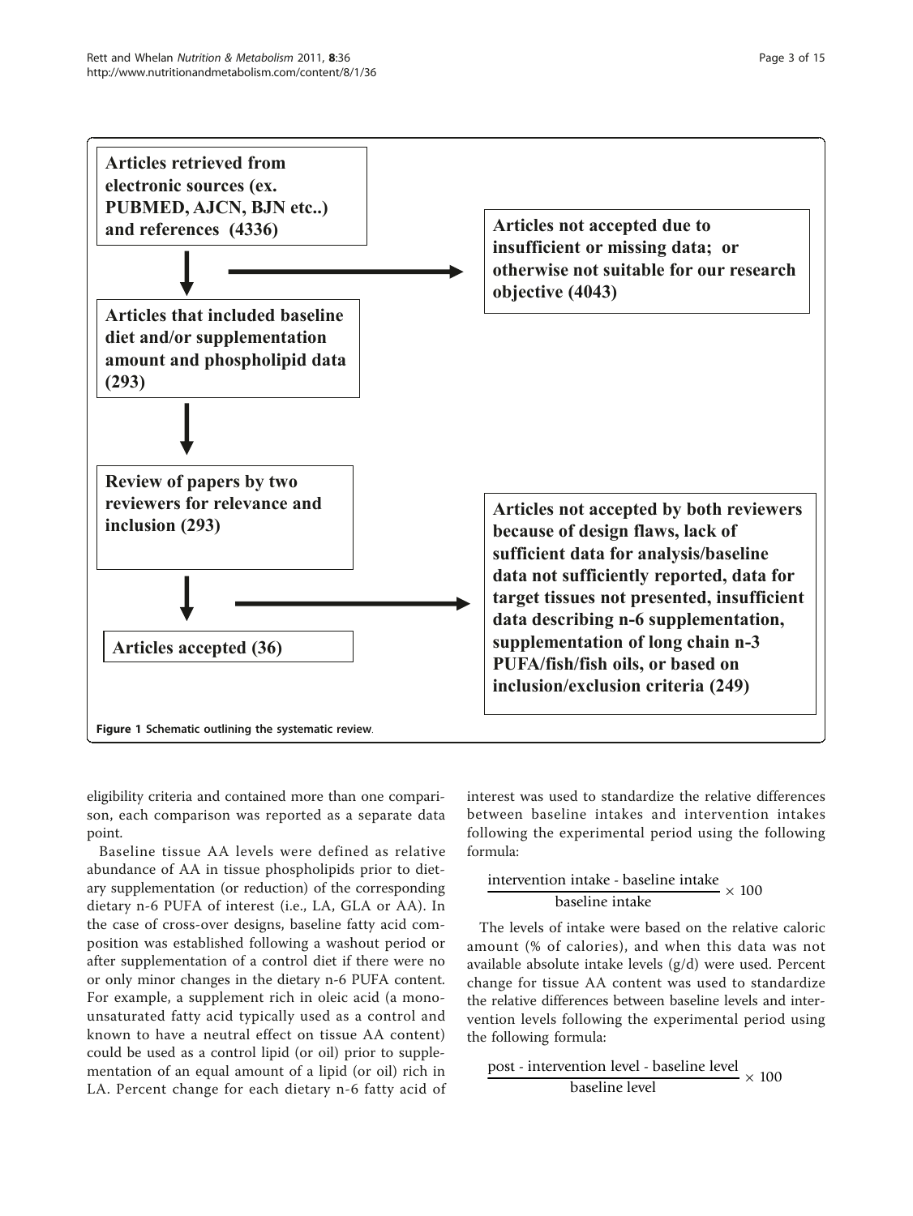Articles retrieved from electronic sources (ex. PUBMED, AJCN, BJN etc..) and references (4336)

Articles not accepted due to insufficient or missing data; or otherwise not suitable for our research objective (4043)

Articles that included baseline diet and/or supplementation amount and phospholipid data (293)

Review of papers by two reviewers for relevance and inclusion (293)

Articles not accepted by both reviewers because of design flaws, lack of sufficient data for analysis/baseline data not sufficiently reported, data for target tissues not presented, insufficient data describing n-6 supplementation, supplementation of long chain n-3 PUFA/fish/fish oils, or based on inclusion/exclusion criteria (249)

Articles accepted (36)

**Figure 1** Schematic outlining the systematic review.

eligibility criteria and contained more than one comparison, each comparison was reported as a separate data point.

Baseline tissue AA levels were defined as relative abundance of AA in tissue phospholipids prior to dietary supplementation (or reduction) of the corresponding dietary n-6 PUFA of interest (i.e., LA, GLA or AA). In the case of cross-over designs, baseline fatty acid composition was established following a washout period or after supplementation of a control diet if there were no or only minor changes in the dietary n-6 PUFA content. For example, a supplement rich in oleic acid (a monounsaturated fatty acid typically used as a control and known to have a neutral effect on tissue AA content) could be used as a control lipid (or oil) prior to supplementation of an equal amount of a lipid (or oil) rich in LA. Percent change for each dietary n-6 fatty acid of interest was used to standardize the relative differences between baseline intakes and intervention intakes following the experimental period using the following formula:

$$\frac{\text{intervention intake - baseline intake}}{\text{baseline intake}} \times 100$$

The levels of intake were based on the relative caloric amount (% of calories), and when this data was not available absolute intake levels (g/d) were used. Percent change for tissue AA content was used to standardize the relative differences between baseline levels and intervention levels following the experimental period using the following formula:

$$\frac{\text{post - intervention level - baseline level}}{\text{baseline level}} \times 100$$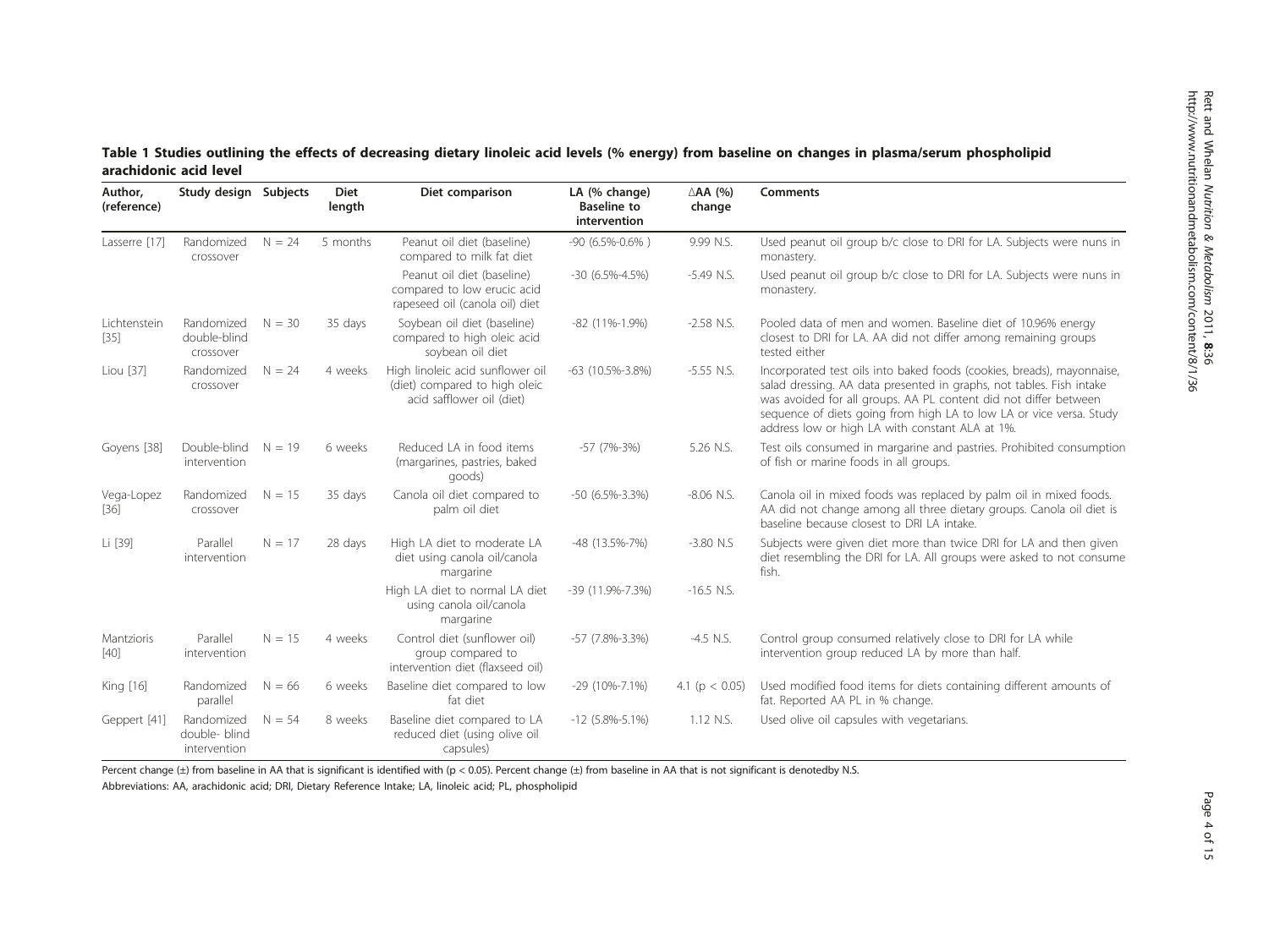**Table 1 Studies outlining the effects of decreasing dietary linoleic acid levels (% energy) from baseline on changes in plasma/serum phospholipid arachidonic acid level**

| Author, (reference) | Study design | Subjects | Diet length | Diet comparison | LA (% change) Baseline to intervention | ΔAA (%) change | Comments |
|---|---|---|---|---|---|---|---|
| Lasserre [17] | Randomized crossover | N = 24 | 5 months | Peanut oil diet (baseline) compared to milk fat diet | -90 (6.5%-0.6% ) | 9.99 N.S. | Used peanut oil group b/c close to DRI for LA. Subjects were nuns in monastery. |
| | | | | Peanut oil diet (baseline) compared to low erucic acid rapeseed oil (canola oil) diet | -30 (6.5%-4.5%) | -5.49 N.S. | Used peanut oil group b/c close to DRI for LA. Subjects were nuns in monastery. |
| Lichtenstein [35] | Randomized double-blind crossover | N = 30 | 35 days | Soybean oil diet (baseline) compared to high oleic acid soybean oil diet | -82 (11%-1.9%) | -2.58 N.S. | Pooled data of men and women. Baseline diet of 10.96% energy closest to DRI for LA. AA did not differ among remaining groups tested either |
| Liou [37] | Randomized crossover | N = 24 | 4 weeks | High linoleic acid sunflower oil (diet) compared to high oleic acid safflower oil (diet) | -63 (10.5%-3.8%) | -5.55 N.S. | Incorporated test oils into baked foods (cookies, breads), mayonnaise, salad dressing. AA data presented in graphs, not tables. Fish intake was avoided for all groups. AA PL content did not differ between sequence of diets going from high LA to low LA or vice versa. Study address low or high LA with constant ALA at 1%. |
| Goyens [38] | Double-blind intervention | N = 19 | 6 weeks | Reduced LA in food items (margarines, pastries, baked goods) | -57 (7%-3%) | 5.26 N.S. | Test oils consumed in margarine and pastries. Prohibited consumption of fish or marine foods in all groups. |
| Vega-Lopez [36] | Randomized crossover | N = 15 | 35 days | Canola oil diet compared to palm oil diet | -50 (6.5%-3.3%) | -8.06 N.S. | Canola oil in mixed foods was replaced by palm oil in mixed foods. AA did not change among all three dietary groups. Canola oil diet is baseline because closest to DRI LA intake. |
| Li [39] | Parallel intervention | N = 17 | 28 days | High LA diet to moderate LA diet using canola oil/canola margarine | -48 (13.5%-7%) | -3.80 N.S | Subjects were given diet more than twice DRI for LA and then given diet resembling the DRI for LA. All groups were asked to not consume fish. |
| | | | | High LA diet to normal LA diet using canola oil/canola margarine | -39 (11.9%-7.3%) | -16.5 N.S. | |
| Mantzioris [40] | Parallel intervention | N = 15 | 4 weeks | Control diet (sunflower oil) group compared to intervention diet (flaxseed oil) | -57 (7.8%-3.3%) | -4.5 N.S. | Control group consumed relatively close to DRI for LA while intervention group reduced LA by more than half. |
| King [16] | Randomized parallel | N = 66 | 6 weeks | Baseline diet compared to low fat diet | -29 (10%-7.1%) | 4.1 ($p < 0.05$) | Used modified food items for diets containing different amounts of fat. Reported AA PL in % change. |
| Geppert [41] | Randomized double- blind intervention | N = 54 | 8 weeks | Baseline diet compared to LA reduced diet (using olive oil capsules) | -12 (5.8%-5.1%) | 1.12 N.S. | Used olive oil capsules with vegetarians. |

Percent change (±) from baseline in AA that is significant is identified with ($p < 0.05$). Percent change (±) from baseline in AA that is not significant is denotedby N.S.

Abbreviations: AA, arachidonic acid; DRI, Dietary Reference Intake; LA, linoleic acid; PL, phospholipid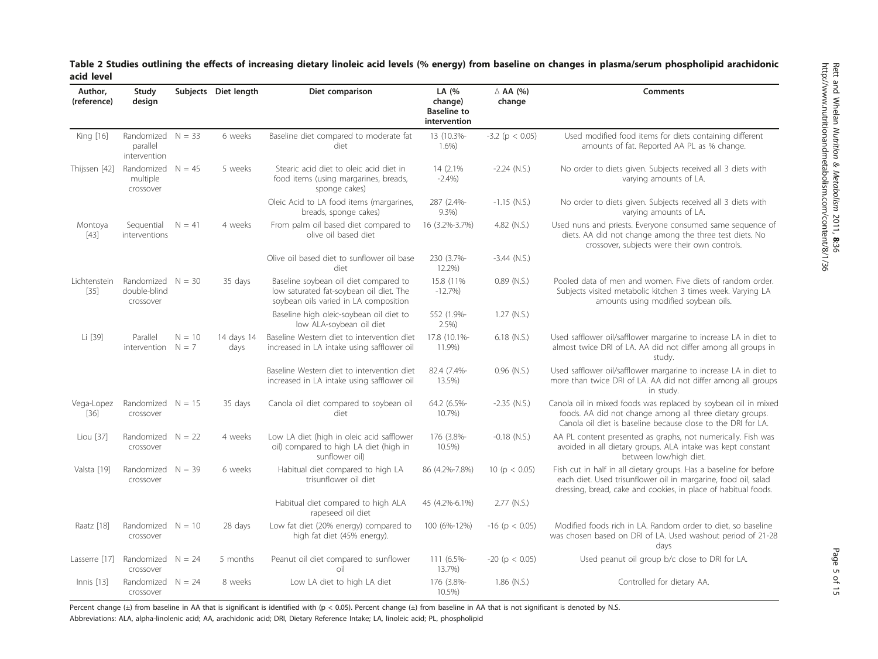**Table 2 Studies outlining the effects of increasing dietary linoleic acid levels (% energy) from baseline on changes in plasma/serum phospholipid arachidonic acid level**

| Author, (reference) | Study design | Subjects | Diet length | Diet comparison | LA (% change) Baseline to intervention | Δ AA (%) change | Comments |
|---|---|---|---|---|---|---|---|
| King [16] | Randomized parallel intervention | N = 33 | 6 weeks | Baseline diet compared to moderate fat diet | 13 (10.3%-1.6%) | -3.2 ($p < 0.05$) | Used modified food items for diets containing different amounts of fat. Reported AA PL as % change. |
| Thijssen [42] | Randomized multiple crossover | N = 45 | 5 weeks | Stearic acid diet to oleic acid diet in food items (using margarines, breads, sponge cakes) | 14 (2.1% -2.4%) | -2.24 (N.S.) | No order to diets given. Subjects received all 3 diets with varying amounts of LA. |
| | | | | Oleic Acid to LA food items (margarines, breads, sponge cakes) | 287 (2.4%-9.3%) | -1.15 (N.S.) | No order to diets given. Subjects received all 3 diets with varying amounts of LA. |
| Montoya [43] | Sequential interventions | N = 41 | 4 weeks | From palm oil based diet compared to olive oil based diet | 16 (3.2%-3.7%) | 4.82 (N.S.) | Used nuns and priests. Everyone consumed same sequence of diets. AA did not change among the three test diets. No crossover, subjects were their own controls. |
| | | | | Olive oil based diet to sunflower oil base diet | 230 (3.7%-12.2%) | -3.44 (N.S.) | |
| Lichtenstein [35] | Randomized double-blind crossover | N = 30 | 35 days | Baseline soybean oil diet compared to low saturated fat-soybean oil diet. The soybean oils varied in LA composition | 15.8 (11% -12.7%) | 0.89 (N.S.) | Pooled data of men and women. Five diets of random order. Subjects visited metabolic kitchen 3 times week. Varying LA amounts using modified soybean oils. |
| | | | | Baseline high oleic-soybean oil diet to low ALA-soybean oil diet | 552 (1.9%-2.5%) | 1.27 (N.S.) | |
| Li [39] | Parallel intervention | N = 10 N = 7 | 14 days 14 days | Baseline Western diet to intervention diet increased in LA intake using safflower oil | 17.8 (10.1%-11.9%) | 6.18 (N.S.) | Used safflower oil/safflower margarine to increase LA in diet to almost twice DRI of LA. AA did not differ among all groups in study. |
| | | | | Baseline Western diet to intervention diet increased in LA intake using safflower oil | 82.4 (7.4%-13.5%) | 0.96 (N.S.) | Used safflower oil/safflower margarine to increase LA in diet to more than twice DRI of LA. AA did not differ among all groups in study. |
| Vega-Lopez [36] | Randomized crossover | N = 15 | 35 days | Canola oil diet compared to soybean oil diet | 64.2 (6.5%-10.7%) | -2.35 (N.S.) | Canola oil in mixed foods was replaced by soybean oil in mixed foods. AA did not change among all three dietary groups. Canola oil diet is baseline because close to the DRI for LA. |
| Liou [37] | Randomized crossover | N = 22 | 4 weeks | Low LA diet (high in oleic acid safflower oil) compared to high LA diet (high in sunflower oil) | 176 (3.8%-10.5%) | -0.18 (N.S.) | AA PL content presented as graphs, not numerically. Fish was avoided in all dietary groups. ALA intake was kept constant between low/high diet. |
| Valsta [19] | Randomized crossover | N = 39 | 6 weeks | Habitual diet compared to high LA trisunflower oil diet | 86 (4.2%-7.8%) | 10 ($p < 0.05$) | Fish cut in half in all dietary groups. Has a baseline for before each diet. Used trisunflower oil in margarine, food oil, salad dressing, bread, cake and cookies, in place of habitual foods. |
| | | | | Habitual diet compared to high ALA rapeseed oil diet | 45 (4.2%-6.1%) | 2.77 (N.S.) | |
| Raatz [18] | Randomized crossover | N = 10 | 28 days | Low fat diet (20% energy) compared to high fat diet (45% energy). | 100 (6%-12%) | -16 ($p < 0.05$) | Modified foods rich in LA. Random order to diet, so baseline was chosen based on DRI of LA. Used washout period of 21-28 days |
| Lasserre [17] | Randomized crossover | N = 24 | 5 months | Peanut oil diet compared to sunflower oil | 111 (6.5%-13.7%) | -20 ($p < 0.05$) | Used peanut oil group b/c close to DRI for LA. |
| Innis [13] | Randomized crossover | N = 24 | 8 weeks | Low LA diet to high LA diet | 176 (3.8%-10.5%) | 1.86 (N.S.) | Controlled for dietary AA. |

Percent change (±) from baseline in AA that is significant is identified with ($p < 0.05$). Percent change (±) from baseline in AA that is not significant is denoted by N.S.

Abbreviations: ALA, alpha-linolenic acid; AA, arachidonic acid; DRI, Dietary Reference Intake; LA, linoleic acid; PL, phospholipid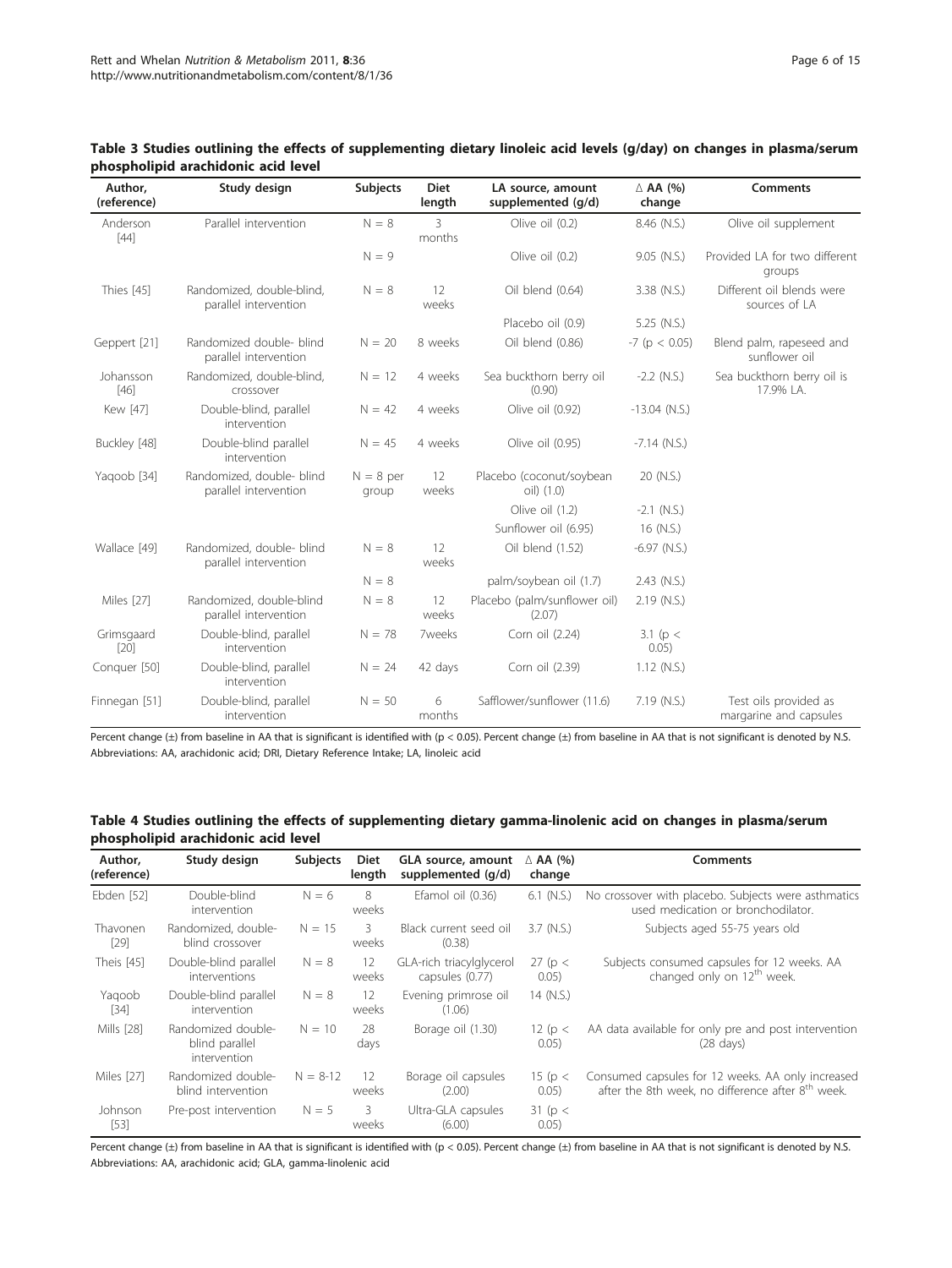**Table 3 Studies outlining the effects of supplementing dietary linoleic acid levels (g/day) on changes in plasma/serum phospholipid arachidonic acid level**

| Author, (reference) | Study design | Subjects | Diet length | LA source, amount supplemented (g/d) | $\Delta$ AA (%) change | Comments |
|---|---|---|---|---|---|---|
| Anderson [44] | Parallel intervention | N = 8 | 3 months | Olive oil (0.2) | 8.46 (N.S.) | Olive oil supplement |
| | | N = 9 | | Olive oil (0.2) | 9.05 (N.S.) | Provided LA for two different groups |
| Thies [45] | Randomized, double-blind, parallel intervention | N = 8 | 12 weeks | Oil blend (0.64) | 3.38 (N.S.) | Different oil blends were sources of LA |
| | | | | Placebo oil (0.9) | 5.25 (N.S.) | |
| Geppert [21] | Randomized double- blind parallel intervention | N = 20 | 8 weeks | Oil blend (0.86) | -7 ($p < 0.05$) | Blend palm, rapeseed and sunflower oil |
| Johansson [46] | Randomized, double-blind, crossover | N = 12 | 4 weeks | Sea buckthorn berry oil (0.90) | -2.2 (N.S.) | Sea buckthorn berry oil is 17.9% LA. |
| Kew [47] | Double-blind, parallel intervention | N = 42 | 4 weeks | Olive oil (0.92) | -13.04 (N.S.) | |
| Buckley [48] | Double-blind parallel intervention | N = 45 | 4 weeks | Olive oil (0.95) | -7.14 (N.S.) | |
| Yaqoob [34] | Randomized, double- blind parallel intervention | N = 8 per group | 12 weeks | Placebo (coconut/soybean oil) (1.0) | 20 (N.S.) | |
| | | | | Olive oil (1.2) | -2.1 (N.S.) | |
| | | | | Sunflower oil (6.95) | 16 (N.S.) | |
| Wallace [49] | Randomized, double- blind parallel intervention | N = 8 | 12 weeks | Oil blend (1.52) | -6.97 (N.S.) | |
| | | N = 8 | | palm/soybean oil (1.7) | 2.43 (N.S.) | |
| Miles [27] | Randomized, double-blind parallel intervention | N = 8 | 12 weeks | Placebo (palm/sunflower oil) (2.07) | 2.19 (N.S.) | |
| Grimsgaard [20] | Double-blind, parallel intervention | N = 78 | 7weeks | Corn oil (2.24) | 3.1 ($p < 0.05$) | |
| Conquer [50] | Double-blind, parallel intervention | N = 24 | 42 days | Corn oil (2.39) | 1.12 (N.S.) | |
| Finnegan [51] | Double-blind, parallel intervention | N = 50 | 6 months | Safflower/sunflower (11.6) | 7.19 (N.S.) | Test oils provided as margarine and capsules |

Percent change (±) from baseline in AA that is significant is identified with ($p < 0.05$). Percent change (±) from baseline in AA that is not significant is denoted by N.S.
Abbreviations: AA, arachidonic acid; DRI, Dietary Reference Intake; LA, linoleic acid

**Table 4 Studies outlining the effects of supplementing dietary gamma-linolenic acid on changes in plasma/serum phospholipid arachidonic acid level**

| Author, (reference) | Study design | Subjects | Diet length | GLA source, amount supplemented (g/d) | $\Delta$ AA (%) change | Comments |
|---|---|---|---|---|---|---|
| Ebden [52] | Double-blind intervention | N = 6 | 8 weeks | Efamol oil (0.36) | 6.1 (N.S.) | No crossover with placebo. Subjects were asthmatics used medication or bronchodilator. |
| Thavonen [29] | Randomized, double-blind crossover | N = 15 | 3 weeks | Black current seed oil (0.38) | 3.7 (N.S.) | Subjects aged 55-75 years old |
| Theis [45] | Double-blind parallel interventions | N = 8 | 12 weeks | GLA-rich triacylglycerol capsules (0.77) | 27 ($p < 0.05$) | Subjects consumed capsules for 12 weeks. AA changed only on 12th week. |
| Yaqoob [34] | Double-blind parallel intervention | N = 8 | 12 weeks | Evening primrose oil (1.06) | 14 (N.S.) | |
| Mills [28] | Randomized double-blind parallel intervention | N = 10 | 28 days | Borage oil (1.30) | 12 ($p < 0.05$) | AA data available for only pre and post intervention (28 days) |
| Miles [27] | Randomized double-blind intervention | N = 8-12 | 12 weeks | Borage oil capsules (2.00) | 15 ($p < 0.05$) | Consumed capsules for 12 weeks. AA only increased after the 8th week, no difference after 8th week. |
| Johnson [53] | Pre-post intervention | N = 5 | 3 weeks | Ultra-GLA capsules (6.00) | 31 ($p < 0.05$) | |

Percent change (±) from baseline in AA that is significant is identified with ($p < 0.05$). Percent change (±) from baseline in AA that is not significant is denoted by N.S.
Abbreviations: AA, arachidonic acid; GLA, gamma-linolenic acid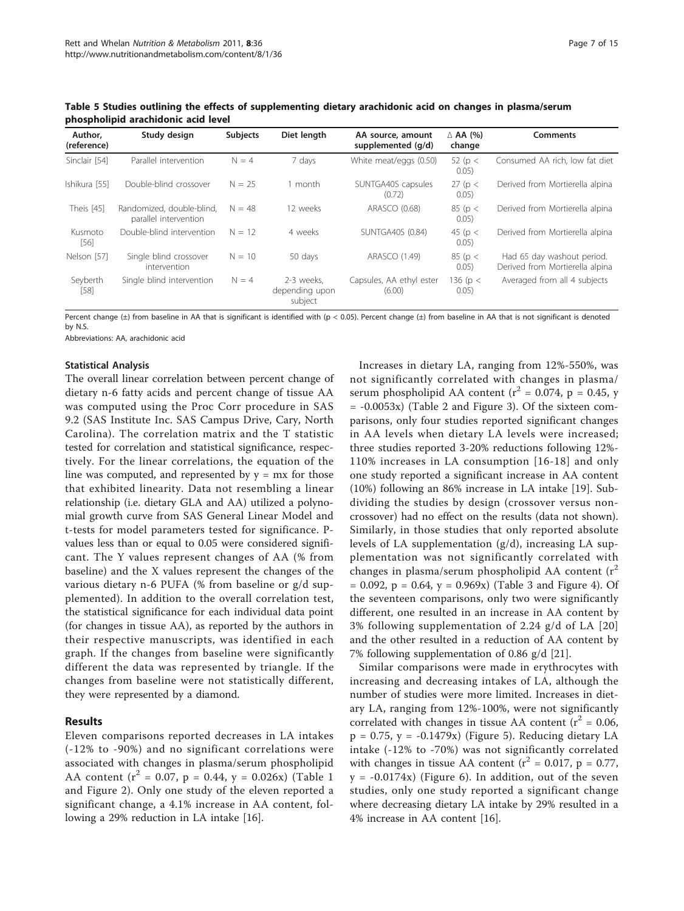**Table 5 Studies outlining the effects of supplementing dietary arachidonic acid on changes in plasma/serum phospholipid arachidonic acid level**

| Author, (reference) | Study design | Subjects | Diet length | AA source, amount supplemented (g/d) | Δ AA (%) change | Comments |
| --- | --- | --- | --- | --- | --- | --- |
| Sinclair [54] | Parallel intervention | N = 4 | 7 days | White meat/eggs (0.50) | 52 ($p < 0.05$) | Consumed AA rich, low fat diet |
| Ishikura [55] | Double-blind crossover | N = 25 | 1 month | SUNTGA40S capsules (0.72) | 27 ($p < 0.05$) | Derived from Mortierella alpina |
| Theis [45] | Randomized, double-blind, parallel intervention | N = 48 | 12 weeks | ARASCO (0.68) | 85 ($p < 0.05$) | Derived from Mortierella alpina |
| Kusmoto [56] | Double-blind intervention | N = 12 | 4 weeks | SUNTGA40S (0.84) | 45 ($p < 0.05$) | Derived from Mortierella alpina |
| Nelson [57] | Single blind crossover intervention | N = 10 | 50 days | ARASCO (1.49) | 85 ($p < 0.05$) | Had 65 day washout period. Derived from Mortierella alpina |
| Seyberth [58] | Single blind intervention | N = 4 | 2-3 weeks, depending upon subject | Capsules, AA ethyl ester (6.00) | 136 ($p < 0.05$) | Averaged from all 4 subjects |

Percent change (±) from baseline in AA that is significant is identified with ($p < 0.05$). Percent change (±) from baseline in AA that is not significant is denoted by N.S.

Abbreviations: AA, arachidonic acid

### Statistical Analysis

The overall linear correlation between percent change of dietary n-6 fatty acids and percent change of tissue AA was computed using the Proc Corr procedure in SAS 9.2 (SAS Institute Inc. SAS Campus Drive, Cary, North Carolina). The correlation matrix and the T statistic tested for correlation and statistical significance, respectively. For the linear correlations, the equation of the line was computed, and represented by $y = mx$ for those that exhibited linearity. Data not resembling a linear relationship (i.e. dietary GLA and AA) utilized a polynomial growth curve from SAS General Linear Model and t-tests for model parameters tested for significance. P-values less than or equal to 0.05 were considered significant. The Y values represent changes of AA (% from baseline) and the X values represent the changes of the various dietary n-6 PUFA (% from baseline or g/d supplemented). In addition to the overall correlation test, the statistical significance for each individual data point (for changes in tissue AA), as reported by the authors in their respective manuscripts, was identified in each graph. If the changes from baseline were significantly different the data was represented by triangle. If the changes from baseline were not statistically different, they were represented by a diamond.

## Results

Eleven comparisons reported decreases in LA intakes (-12% to -90%) and no significant correlations were associated with changes in plasma/serum phospholipid AA content ($r^2 = 0.07$, $p = 0.44$, $y = 0.026x$) (Table 1 and Figure 2). Only one study of the eleven reported a significant change, a 4.1% increase in AA content, following a 29% reduction in LA intake [16].

Increases in dietary LA, ranging from 12%-550%, was not significantly correlated with changes in plasma/serum phospholipid AA content ($r^2 = 0.074$, $p = 0.45$, $y = -0.0053x$) (Table 2 and Figure 3). Of the sixteen comparisons, only four studies reported significant changes in AA levels when dietary LA levels were increased; three studies reported 3-20% reductions following 12%-110% increases in LA consumption [16-18] and only one study reported a significant increase in AA content (10%) following an 86% increase in LA intake [19]. Subdividing the studies by design (crossover versus non-crossover) had no effect on the results (data not shown). Similarly, in those studies that only reported absolute levels of LA supplementation (g/d), increasing LA supplementation was not significantly correlated with changes in plasma/serum phospholipid AA content ($r^2 = 0.092$, $p = 0.64$, $y = 0.969x$) (Table 3 and Figure 4). Of the seventeen comparisons, only two were significantly different, one resulted in an increase in AA content by 3% following supplementation of 2.24 g/d of LA [20] and the other resulted in a reduction of AA content by 7% following supplementation of 0.86 g/d [21].

Similar comparisons were made in erythrocytes with increasing and decreasing intakes of LA, although the number of studies were more limited. Increases in dietary LA, ranging from 12%-100%, were not significantly correlated with changes in tissue AA content ($r^2 = 0.06$, $p = 0.75$, $y = -0.1479x$) (Figure 5). Reducing dietary LA intake (-12% to -70%) was not significantly correlated with changes in tissue AA content ($r^2 = 0.017$, $p = 0.77$, $y = -0.0174x$) (Figure 6). In addition, out of the seven studies, only one study reported a significant change where decreasing dietary LA intake by 29% resulted in a 4% increase in AA content [16].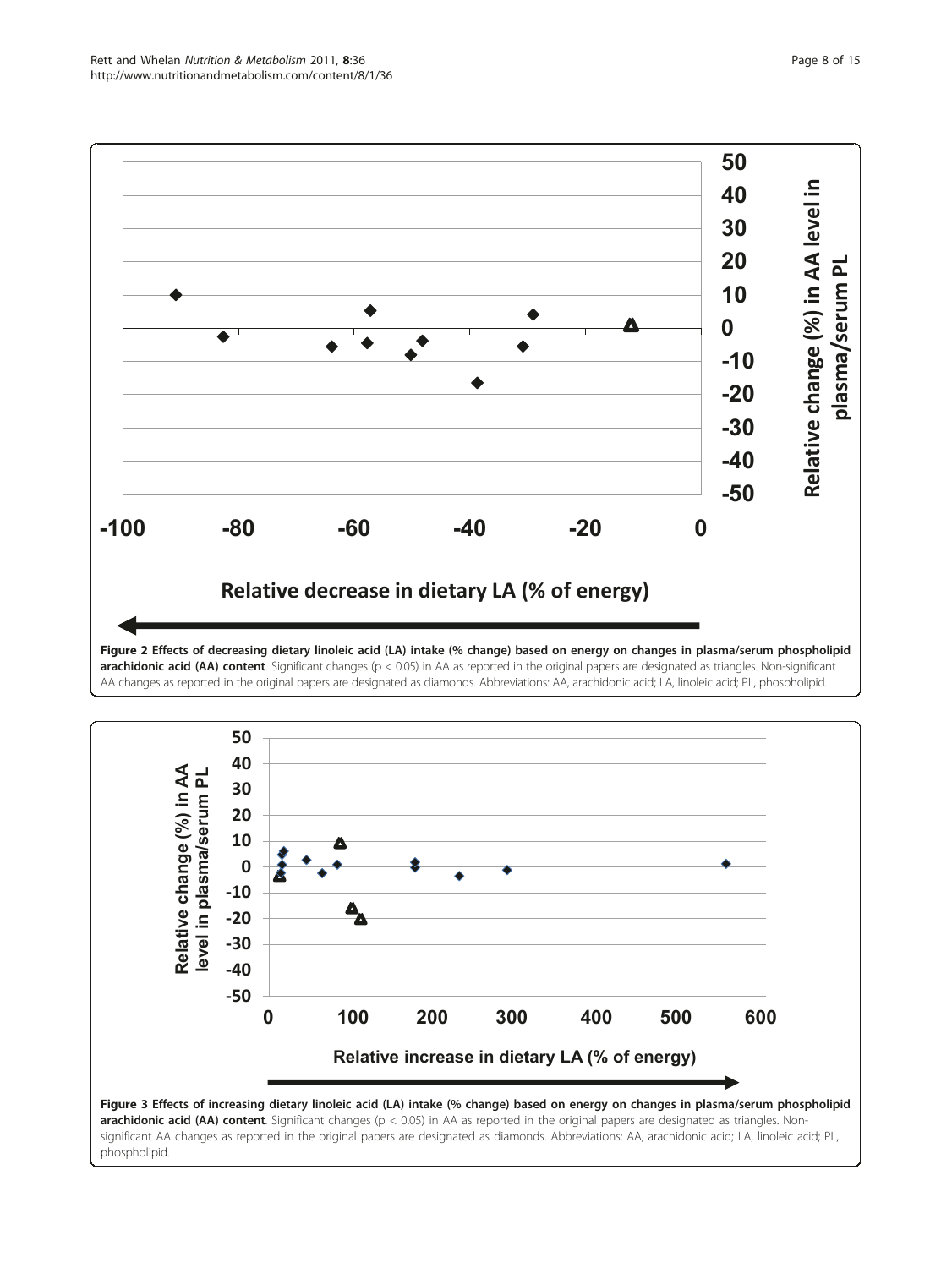**Figure 2 Effects of decreasing dietary linoleic acid (LA) intake (% change) based on energy on changes in plasma/serum phospholipid arachidonic acid (AA) content**. Significant changes ($p < 0.05$) in AA as reported in the original papers are designated as triangles. Non-significant AA changes as reported in the original papers are designated as diamonds. Abbreviations: AA, arachidonic acid; LA, linoleic acid; PL, phospholipid.

**Figure 3 Effects of increasing dietary linoleic acid (LA) intake (% change) based on energy on changes in plasma/serum phospholipid arachidonic acid (AA) content**. Significant changes ($p < 0.05$) in AA as reported in the original papers are designated as triangles. Non-significant AA changes as reported in the original papers are designated as diamonds. Abbreviations: AA, arachidonic acid; LA, linoleic acid; PL, phospholipid.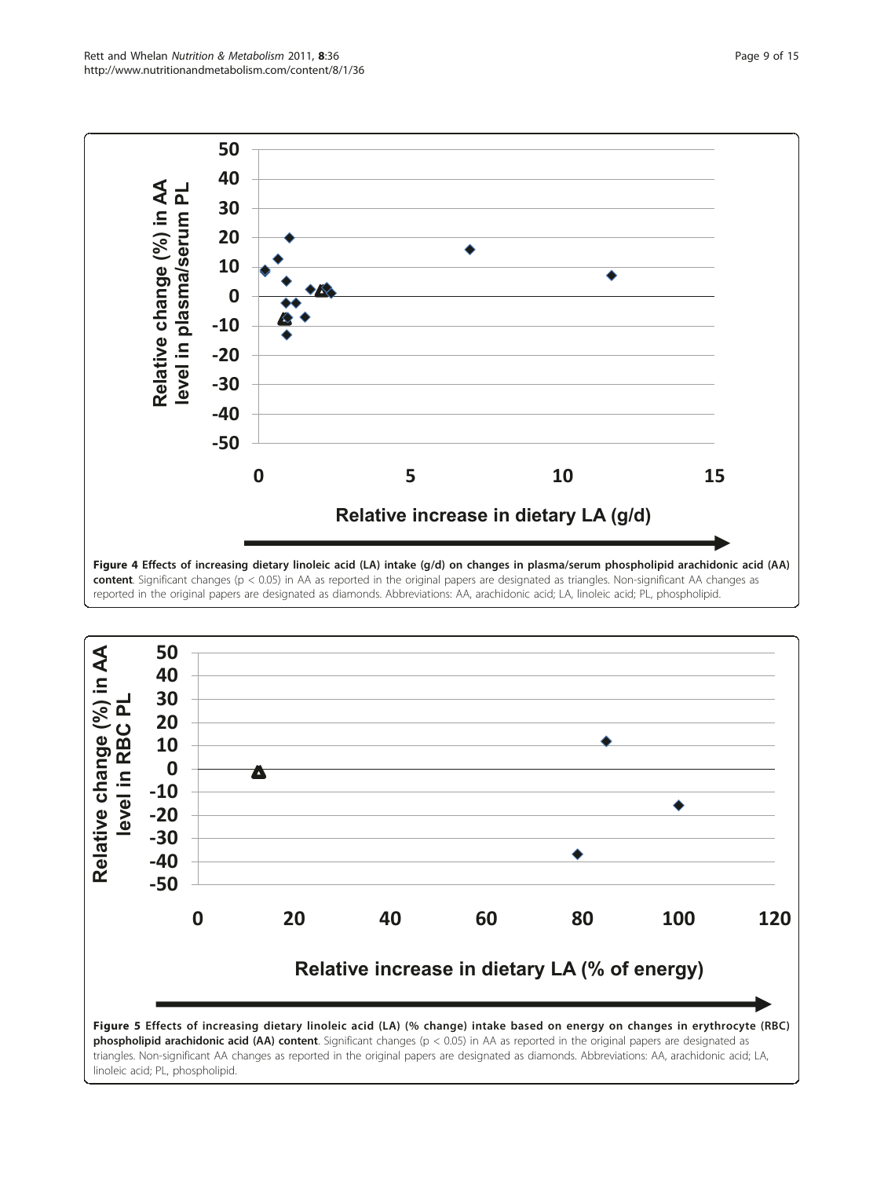**Figure 4 Effects of increasing dietary linoleic acid (LA) intake (g/d) on changes in plasma/serum phospholipid arachidonic acid (AA) content**. Significant changes ($p < 0.05$) in AA as reported in the original papers are designated as triangles. Non-significant AA changes as reported in the original papers are designated as diamonds. Abbreviations: AA, arachidonic acid; LA, linoleic acid; PL, phospholipid.

**Figure 5 Effects of increasing dietary linoleic acid (LA) (% change) intake based on energy on changes in erythrocyte (RBC) phospholipid arachidonic acid (AA) content**. Significant changes ($p < 0.05$) in AA as reported in the original papers are designated as triangles. Non-significant AA changes as reported in the original papers are designated as diamonds. Abbreviations: AA, arachidonic acid; LA, linoleic acid; PL, phospholipid.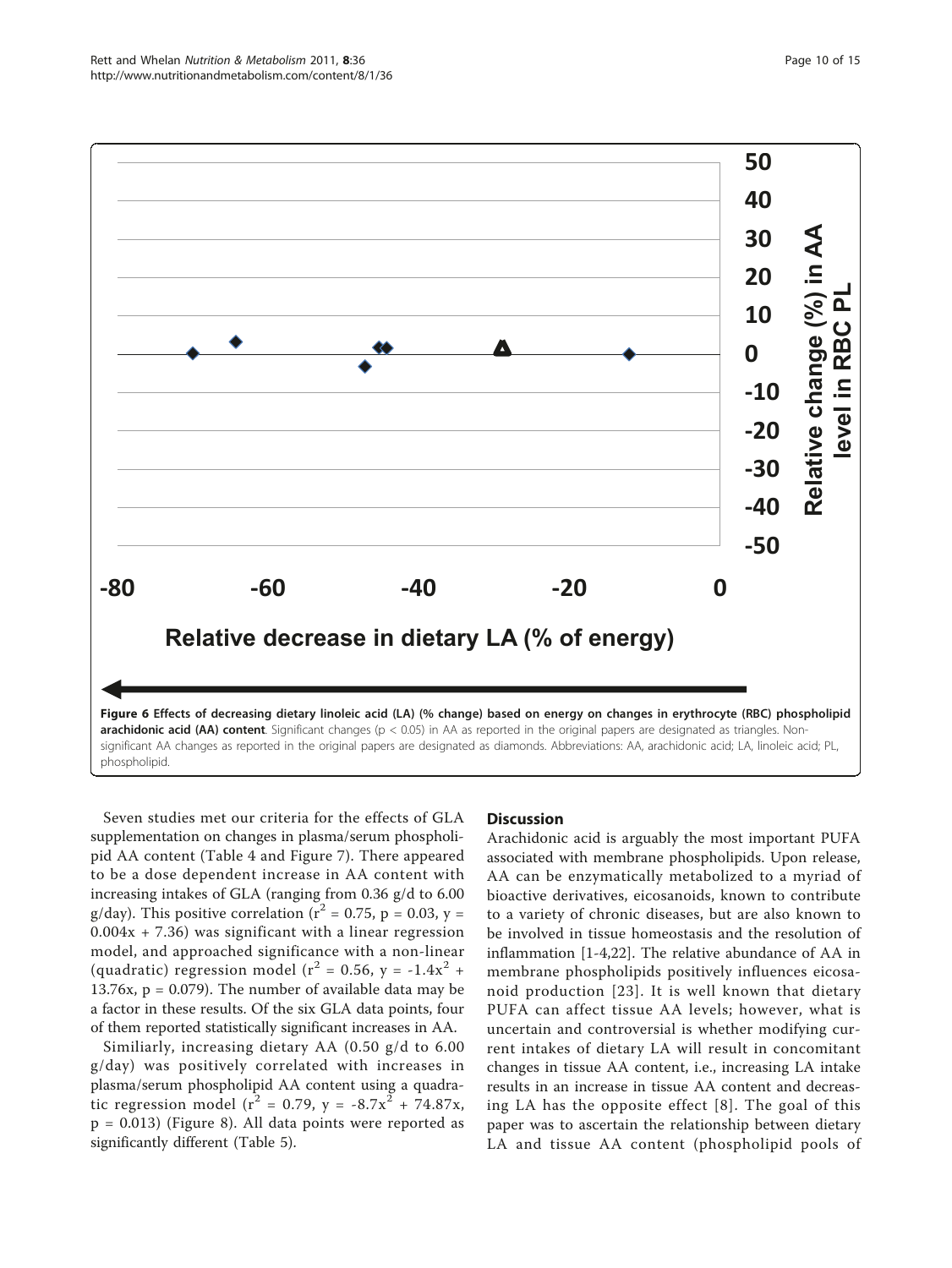**Figure 6 Effects of decreasing dietary linoleic acid (LA) (% change) based on energy on changes in erythrocyte (RBC) phospholipid arachidonic acid (AA) content**. Significant changes ($p < 0.05$) in AA as reported in the original papers are designated as triangles. Non-significant AA changes as reported in the original papers are designated as diamonds. Abbreviations: AA, arachidonic acid; LA, linoleic acid; PL, phospholipid.

Seven studies met our criteria for the effects of GLA supplementation on changes in plasma/serum phospholipid AA content (Table 4 and Figure 7). There appeared to be a dose dependent increase in AA content with increasing intakes of GLA (ranging from 0.36 g/d to 6.00 g/day). This positive correlation ($r^2 = 0.75$, $p = 0.03$, $y = 0.004x + 7.36$) was significant with a linear regression model, and approached significance with a non-linear (quadratic) regression model ($r^2 = 0.56$, $y = -1.4x^2 + 13.76x$, $p = 0.079$). The number of available data may be a factor in these results. Of the six GLA data points, four of them reported statistically significant increases in AA.

Similiarly, increasing dietary AA (0.50 g/d to 6.00 g/day) was positively correlated with increases in plasma/serum phospholipid AA content using a quadratic regression model ($r^2 = 0.79$, $y = -8.7x^2 + 74.87x$, $p = 0.013$) (Figure 8). All data points were reported as significantly different (Table 5).

## Discussion

Arachidonic acid is arguably the most important PUFA associated with membrane phospholipids. Upon release, AA can be enzymatically metabolized to a myriad of bioactive derivatives, eicosanoids, known to contribute to a variety of chronic diseases, but are also known to be involved in tissue homeostasis and the resolution of inflammation [1-4,22]. The relative abundance of AA in membrane phospholipids positively influences eicosanoid production [23]. It is well known that dietary PUFA can affect tissue AA levels; however, what is uncertain and controversial is whether modifying current intakes of dietary LA will result in concomitant changes in tissue AA content, i.e., increasing LA intake results in an increase in tissue AA content and decreasing LA has the opposite effect [8]. The goal of this paper was to ascertain the relationship between dietary LA and tissue AA content (phospholipid pools of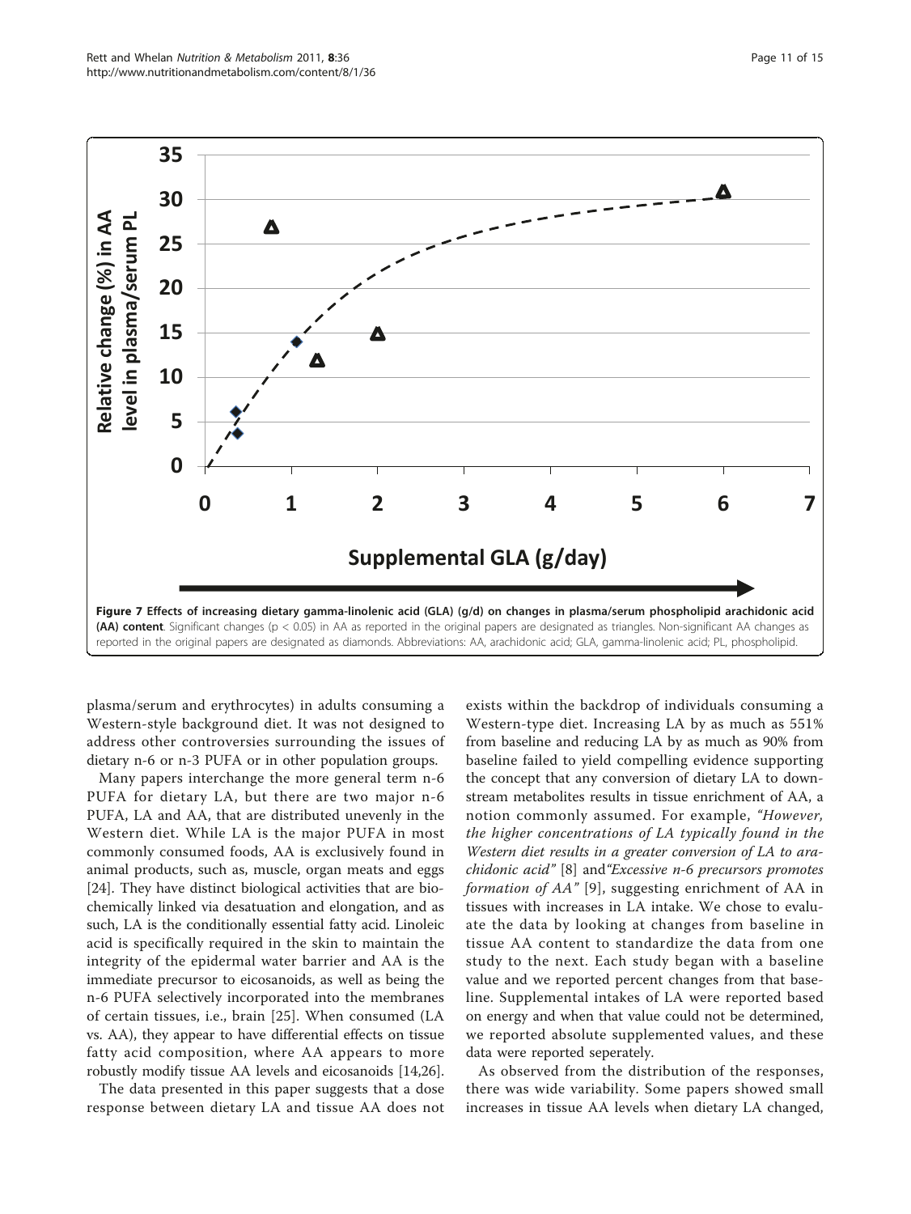**Figure 7 Effects of increasing dietary gamma-linolenic acid (GLA) (g/d) on changes in plasma/serum phospholipid arachidonic acid (AA) content**. Significant changes ($p < 0.05$) in AA as reported in the original papers are designated as triangles. Non-significant AA changes as reported in the original papers are designated as diamonds. Abbreviations: AA, arachidonic acid; GLA, gamma-linolenic acid; PL, phospholipid.

plasma/serum and erythrocytes) in adults consuming a Western-style background diet. It was not designed to address other controversies surrounding the issues of dietary n-6 or n-3 PUFA or in other population groups.

Many papers interchange the more general term n-6 PUFA for dietary LA, but there are two major n-6 PUFA, LA and AA, that are distributed unevenly in the Western diet. While LA is the major PUFA in most commonly consumed foods, AA is exclusively found in animal products, such as, muscle, organ meats and eggs [24]. They have distinct biological activities that are biochemically linked via desatuation and elongation, and as such, LA is the conditionally essential fatty acid. Linoleic acid is specifically required in the skin to maintain the integrity of the epidermal water barrier and AA is the immediate precursor to eicosanoids, as well as being the n-6 PUFA selectively incorporated into the membranes of certain tissues, i.e., brain [25]. When consumed (LA vs. AA), they appear to have differential effects on tissue fatty acid composition, where AA appears to more robustly modify tissue AA levels and eicosanoids [14,26].

The data presented in this paper suggests that a dose response between dietary LA and tissue AA does not exists within the backdrop of individuals consuming a Western-type diet. Increasing LA by as much as 551% from baseline and reducing LA by as much as 90% from baseline failed to yield compelling evidence supporting the concept that any conversion of dietary LA to downstream metabolites results in tissue enrichment of AA, a notion commonly assumed. For example, *"However, the higher concentrations of LA typically found in the Western diet results in a greater conversion of LA to arachidonic acid"* [8] and *"Excessive n-6 precursors promotes formation of AA"* [9], suggesting enrichment of AA in tissues with increases in LA intake. We chose to evaluate the data by looking at changes from baseline in tissue AA content to standardize the data from one study to the next. Each study began with a baseline value and we reported percent changes from that baseline. Supplemental intakes of LA were reported based on energy and when that value could not be determined, we reported absolute supplemented values, and these data were reported seperately.

As observed from the distribution of the responses, there was wide variability. Some papers showed small increases in tissue AA levels when dietary LA changed,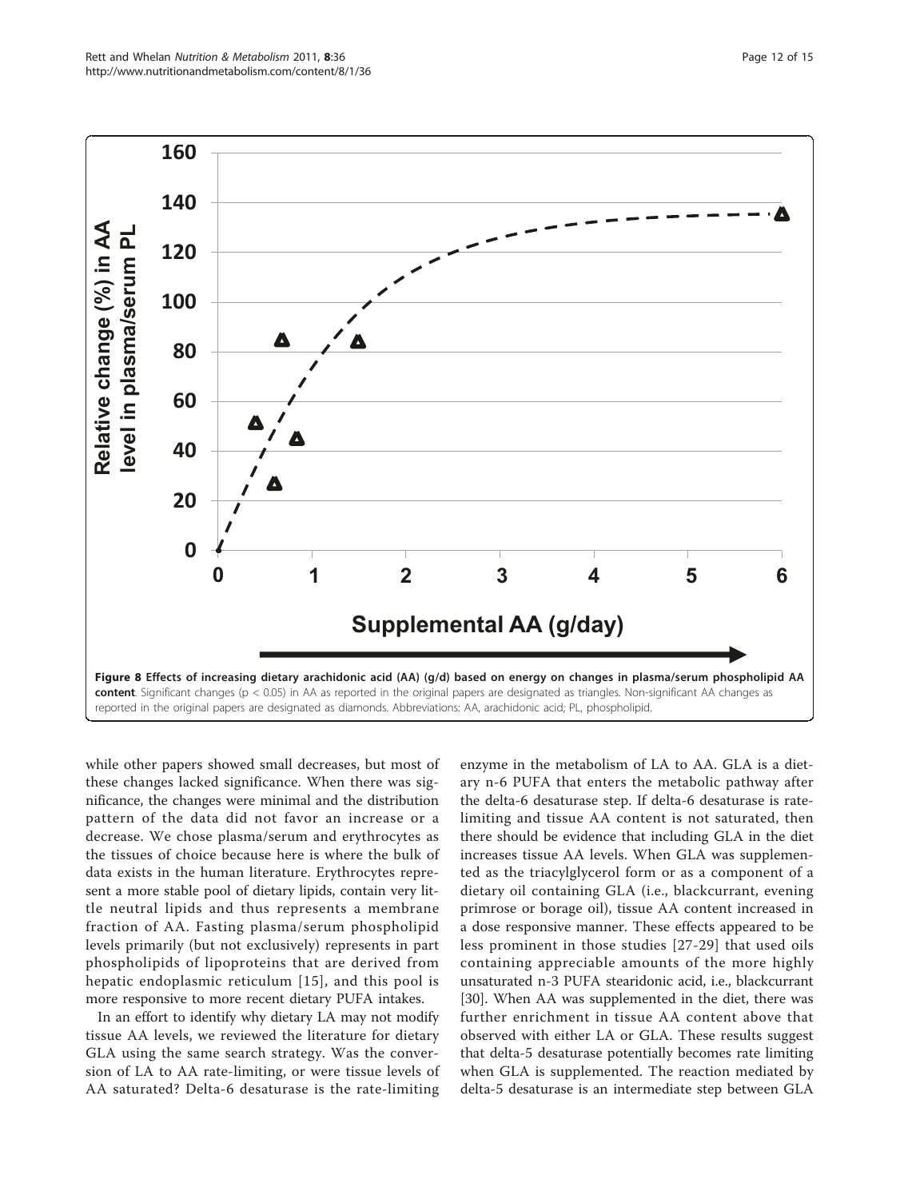**Figure 8 Effects of increasing dietary arachidonic acid (AA) (g/d) based on energy on changes in plasma/serum phospholipid AA content**. Significant changes ($p < 0.05$) in AA as reported in the original papers are designated as triangles. Non-significant AA changes as reported in the original papers are designated as diamonds. Abbreviations: AA, arachidonic acid; PL, phospholipid.

while other papers showed small decreases, but most of these changes lacked significance. When there was significance, the changes were minimal and the distribution pattern of the data did not favor an increase or a decrease. We chose plasma/serum and erythrocytes as the tissues of choice because here is where the bulk of data exists in the human literature. Erythrocytes represent a more stable pool of dietary lipids, contain very little neutral lipids and thus represents a membrane fraction of AA. Fasting plasma/serum phospholipid levels primarily (but not exclusively) represents in part phospholipids of lipoproteins that are derived from hepatic endoplasmic reticulum [15], and this pool is more responsive to more recent dietary PUFA intakes.

In an effort to identify why dietary LA may not modify tissue AA levels, we reviewed the literature for dietary GLA using the same search strategy. Was the conversion of LA to AA rate-limiting, or were tissue levels of AA saturated? Delta-6 desaturase is the rate-limiting enzyme in the metabolism of LA to AA. GLA is a dietary n-6 PUFA that enters the metabolic pathway after the delta-6 desaturase step. If delta-6 desaturase is rate-limiting and tissue AA content is not saturated, then there should be evidence that including GLA in the diet increases tissue AA levels. When GLA was supplemented as the triacylglycerol form or as a component of a dietary oil containing GLA (i.e., blackcurrant, evening primrose or borage oil), tissue AA content increased in a dose responsive manner. These effects appeared to be less prominent in those studies [27-29] that used oils containing appreciable amounts of the more highly unsaturated n-3 PUFA stearidonic acid, i.e., blackcurrant [30]. When AA was supplemented in the diet, there was further enrichment in tissue AA content above that observed with either LA or GLA. These results suggest that delta-5 desaturase potentially becomes rate limiting when GLA is supplemented. The reaction mediated by delta-5 desaturase is an intermediate step between GLA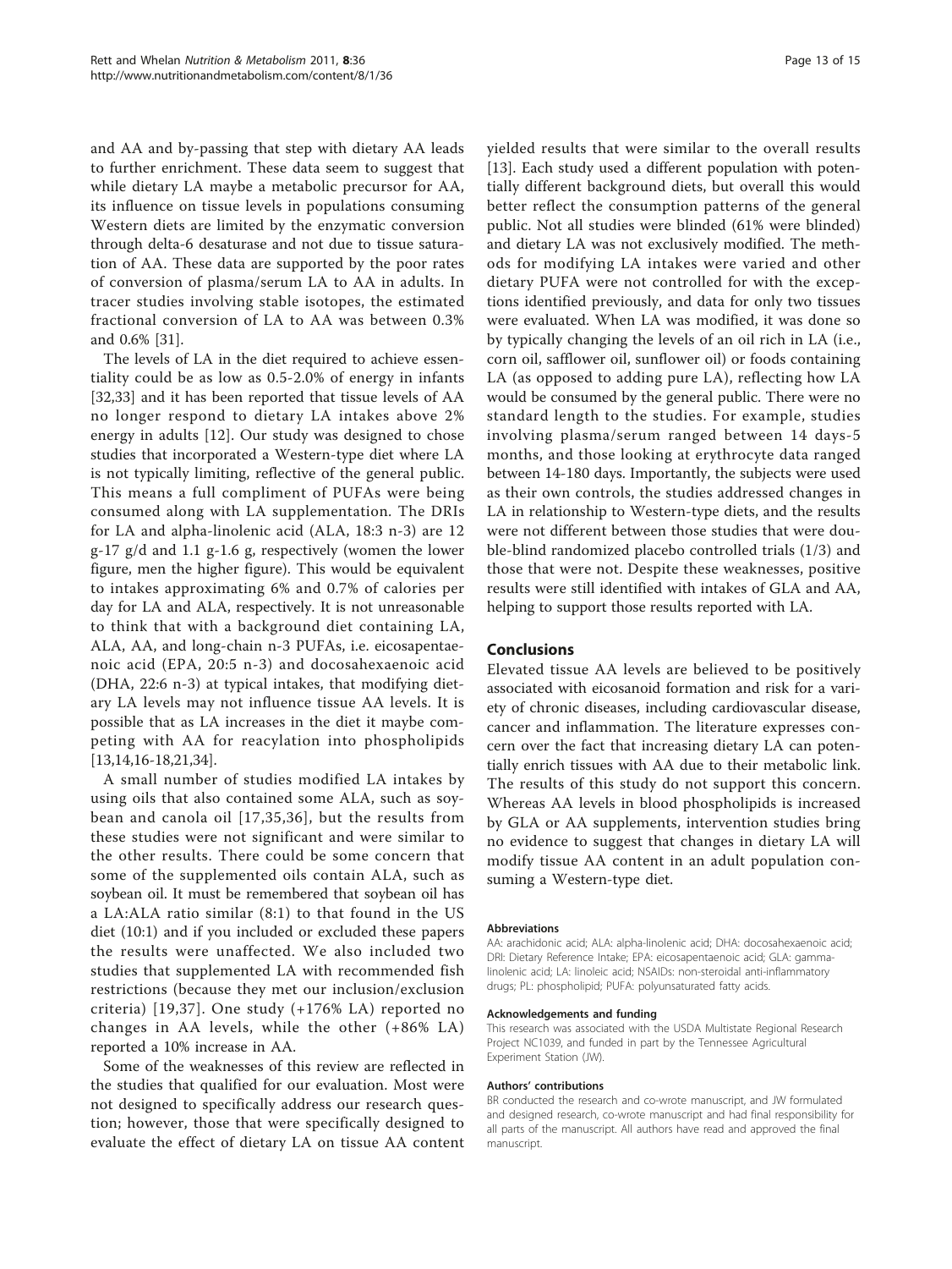and AA and by-passing that step with dietary AA leads to further enrichment. These data seem to suggest that while dietary LA maybe a metabolic precursor for AA, its influence on tissue levels in populations consuming Western diets are limited by the enzymatic conversion through delta-6 desaturase and not due to tissue saturation of AA. These data are supported by the poor rates of conversion of plasma/serum LA to AA in adults. In tracer studies involving stable isotopes, the estimated fractional conversion of LA to AA was between 0.3% and 0.6% [31].

The levels of LA in the diet required to achieve essentiality could be as low as 0.5-2.0% of energy in infants [32,33] and it has been reported that tissue levels of AA no longer respond to dietary LA intakes above 2% energy in adults [12]. Our study was designed to chose studies that incorporated a Western-type diet where LA is not typically limiting, reflective of the general public. This means a full compliment of PUFAs were being consumed along with LA supplementation. The DRIs for LA and alpha-linolenic acid (ALA, 18:3 n-3) are 12 g-17 g/d and 1.1 g-1.6 g, respectively (women the lower figure, men the higher figure). This would be equivalent to intakes approximating 6% and 0.7% of calories per day for LA and ALA, respectively. It is not unreasonable to think that with a background diet containing LA, ALA, AA, and long-chain n-3 PUFAs, i.e. eicosapentaenoic acid (EPA, 20:5 n-3) and docosahexaenoic acid (DHA, 22:6 n-3) at typical intakes, that modifying dietary LA levels may not influence tissue AA levels. It is possible that as LA increases in the diet it maybe competing with AA for reacylation into phospholipids [13,14,16-18,21,34].

A small number of studies modified LA intakes by using oils that also contained some ALA, such as soybean and canola oil [17,35,36], but the results from these studies were not significant and were similar to the other results. There could be some concern that some of the supplemented oils contain ALA, such as soybean oil. It must be remembered that soybean oil has a LA:ALA ratio similar (8:1) to that found in the US diet (10:1) and if you included or excluded these papers the results were unaffected. We also included two studies that supplemented LA with recommended fish restrictions (because they met our inclusion/exclusion criteria) [19,37]. One study (+176% LA) reported no changes in AA levels, while the other (+86% LA) reported a 10% increase in AA.

Some of the weaknesses of this review are reflected in the studies that qualified for our evaluation. Most were not designed to specifically address our research question; however, those that were specifically designed to evaluate the effect of dietary LA on tissue AA content yielded results that were similar to the overall results [13]. Each study used a different population with potentially different background diets, but overall this would better reflect the consumption patterns of the general public. Not all studies were blinded (61% were blinded) and dietary LA was not exclusively modified. The methods for modifying LA intakes were varied and other dietary PUFA were not controlled for with the exceptions identified previously, and data for only two tissues were evaluated. When LA was modified, it was done so by typically changing the levels of an oil rich in LA (i.e., corn oil, safflower oil, sunflower oil) or foods containing LA (as opposed to adding pure LA), reflecting how LA would be consumed by the general public. There were no standard length to the studies. For example, studies involving plasma/serum ranged between 14 days-5 months, and those looking at erythrocyte data ranged between 14-180 days. Importantly, the subjects were used as their own controls, the studies addressed changes in LA in relationship to Western-type diets, and the results were not different between those studies that were double-blind randomized placebo controlled trials (1/3) and those that were not. Despite these weaknesses, positive results were still identified with intakes of GLA and AA, helping to support those results reported with LA.

## Conclusions

Elevated tissue AA levels are believed to be positively associated with eicosanoid formation and risk for a variety of chronic diseases, including cardiovascular disease, cancer and inflammation. The literature expresses concern over the fact that increasing dietary LA can potentially enrich tissues with AA due to their metabolic link. The results of this study do not support this concern. Whereas AA levels in blood phospholipids is increased by GLA or AA supplements, intervention studies bring no evidence to suggest that changes in dietary LA will modify tissue AA content in an adult population consuming a Western-type diet.

#### Abbreviations

AA: arachidonic acid; ALA: alpha-linolenic acid; DHA: docosahexaenoic acid; DRI: Dietary Reference Intake; EPA: eicosapentaenoic acid; GLA: gamma-linolenic acid; LA: linoleic acid; NSAIDs: non-steroidal anti-inflammatory drugs; PL: phospholipid; PUFA: polyunsaturated fatty acids.

#### Acknowledgements and funding

This research was associated with the USDA Multistate Regional Research Project NC1039, and funded in part by the Tennessee Agricultural Experiment Station (JW).

#### Authors' contributions

BR conducted the research and co-wrote manuscript, and JW formulated and designed research, co-wrote manuscript and had final responsibility for all parts of the manuscript. All authors have read and approved the final manuscript.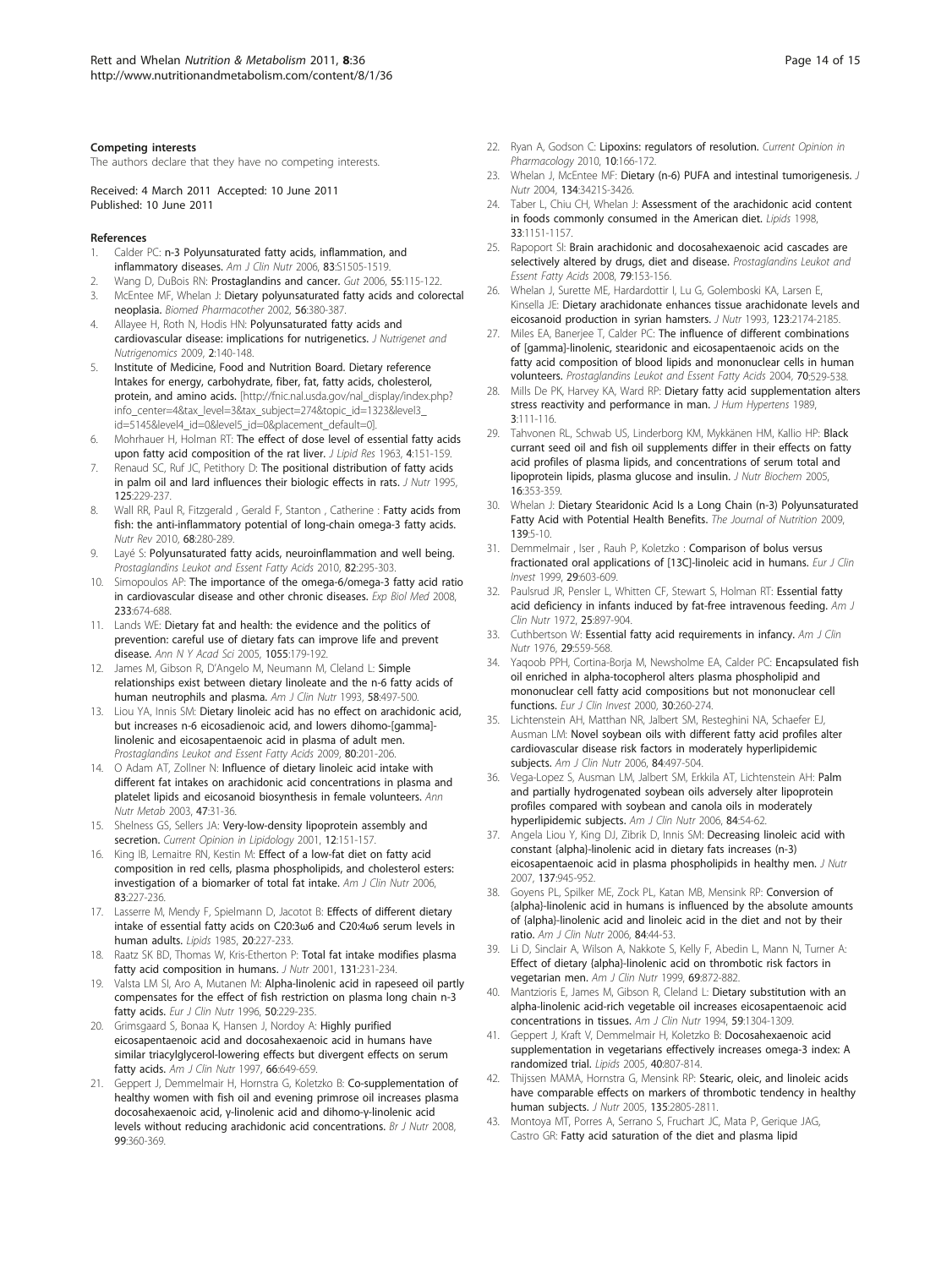#### Competing interests

The authors declare that they have no competing interests.

Received: 4 March 2011 Accepted: 10 June 2011
Published: 10 June 2011

#### References

1. Calder PC: **n-3 Polyunsaturated fatty acids, inflammation, and inflammatory diseases.** *Am J Clin Nutr* 2006, **83**:S1505-1519.
2. Wang D, DuBois RN: **Prostaglandins and cancer.** *Gut* 2006, **55**:115-122.
3. McEntee MF, Whelan J: **Dietary polyunsaturated fatty acids and colorectal neoplasia.** *Biomed Pharmacother* 2002, **56**:380-387.
4. Allayee H, Roth N, Hodis HN: **Polyunsaturated fatty acids and cardiovascular disease: implications for nutrigenetics.** *J Nutrigenet and Nutrigenomics* 2009, **2**:140-148.
5. Institute of Medicine, Food and Nutrition Board. **Dietary reference Intakes for energy, carbohydrate, fiber, fat, fatty acids, cholesterol, protein, and amino acids.** [http://fnic.nal.usda.gov/nal_display/index.php?info_center=4&tax_level=3&tax_subject=274&topic_id=1323&level3_id=5145&level4_id=0&level5_id=0&placement_default=0].
6. Mohrhauer H, Holman RT: **The effect of dose level of essential fatty acids upon fatty acid composition of the rat liver.** *J Lipid Res* 1963, **4**:151-159.
7. Renaud SC, Ruf JC, Petithory D: **The positional distribution of fatty acids in palm oil and lard influences their biologic effects in rats.** *J Nutr* 1995, **125**:229-237.
8. Wall RR, Paul R, Fitzgerald , Gerald F, Stanton , Catherine : **Fatty acids from fish: the anti-inflammatory potential of long-chain omega-3 fatty acids.** *Nutr Rev* 2010, **68**:280-289.
9. Layé S: **Polyunsaturated fatty acids, neuroinflammation and well being.** *Prostaglandins Leukot and Essent Fatty Acids* 2010, **82**:295-303.
10. Simopoulos AP: **The importance of the omega-6/omega-3 fatty acid ratio in cardiovascular disease and other chronic diseases.** *Exp Biol Med* 2008, **233**:674-688.
11. Lands WE: **Dietary fat and health: the evidence and the politics of prevention: careful use of dietary fats can improve life and prevent disease.** *Ann N Y Acad Sci* 2005, **1055**:179-192.
12. James M, Gibson R, D'Angelo M, Neumann M, Cleland L: **Simple relationships exist between dietary linoleate and the n-6 fatty acids of human neutrophils and plasma.** *Am J Clin Nutr* 1993, **58**:497-500.
13. Liou YA, Innis SM: **Dietary linoleic acid has no effect on arachidonic acid, but increases n-6 eicosadienoic acid, and lowers dihomo-[gamma]-linolenic and eicosapentaenoic acid in plasma of adult men.** *Prostaglandins Leukot and Essent Fatty Acids* 2009, **80**:201-206.
14. O Adam AT, Zollner N: **Influence of dietary linoleic acid intake with different fat intakes on arachidonic acid concentrations in plasma and platelet lipids and eicosanoid biosynthesis in female volunteers.** *Ann Nutr Metab* 2003, **47**:31-36.
15. Shelness GS, Sellers JA: **Very-low-density lipoprotein assembly and secretion.** *Current Opinion in Lipidology* 2001, **12**:151-157.
16. King IB, Lemaitre RN, Kestin M: **Effect of a low-fat diet on fatty acid composition in red cells, plasma phospholipids, and cholesterol esters: investigation of a biomarker of total fat intake.** *Am J Clin Nutr* 2006, **83**:227-236.
17. Lasserre M, Mendy F, Spielmann D, Jacotot B: **Effects of different dietary intake of essential fatty acids on C20:3ω6 and C20:4ω6 serum levels in human adults.** *Lipids* 1985, **20**:227-233.
18. Raatz SK BD, Thomas W, Kris-Etherton P: **Total fat intake modifies plasma fatty acid composition in humans.** *J Nutr* 2001, **131**:231-234.
19. Valsta LM SI, Aro A, Mutanen M: **Alpha-linolenic acid in rapeseed oil partly compensates for the effect of fish restriction on plasma long chain n-3 fatty acids.** *Eur J Clin Nutr* 1996, **50**:229-235.
20. Grimsgaard S, Bonaa K, Hansen J, Nordoy A: **Highly purified eicosapentaenoic acid and docosahexaenoic acid in humans have similar triacylglycerol-lowering effects but divergent effects on serum fatty acids.** *Am J Clin Nutr* 1997, **66**:649-659.
21. Geppert J, Demmelmair H, Hornstra G, Koletzko B: **Co-supplementation of healthy women with fish oil and evening primrose oil increases plasma docosahexaenoic acid, γ-linolenic acid and dihomo-γ-linolenic acid levels without reducing arachidonic acid concentrations.** *Br J Nutr* 2008, **99**:360-369.
22. Ryan A, Godson C: **Lipoxins: regulators of resolution.** *Current Opinion in Pharmacology* 2010, **10**:166-172.
23. Whelan J, McEntee MF: **Dietary (n-6) PUFA and intestinal tumorigenesis.** *J Nutr* 2004, **134**:3421S-3426.
24. Taber L, Chiu CH, Whelan J: **Assessment of the arachidonic acid content in foods commonly consumed in the American diet.** *Lipids* 1998, **33**:1151-1157.
25. Rapoport SI: **Brain arachidonic and docosahexaenoic acid cascades are selectively altered by drugs, diet and disease.** *Prostaglandins Leukot and Essent Fatty Acids* 2008, **79**:153-156.
26. Whelan J, Surette ME, Hardardottir I, Lu G, Golemboski KA, Larsen E, Kinsella JE: **Dietary arachidonate enhances tissue arachidonate levels and eicosanoid production in syrian hamsters.** *J Nutr* 1993, **123**:2174-2185.
27. Miles EA, Banerjee T, Calder PC: **The influence of different combinations of [gamma]-linolenic, stearidonic and eicosapentaenoic acids on the fatty acid composition of blood lipids and mononuclear cells in human volunteers.** *Prostaglandins Leukot and Essent Fatty Acids* 2004, **70**:529-538.
28. Mills De PK, Harvey KA, Ward RP: **Dietary fatty acid supplementation alters stress reactivity and performance in man.** *J Hum Hypertens* 1989, **3**:111-116.
29. Tahvonen RL, Schwab US, Linderborg KM, Mykkänen HM, Kallio HP: **Black currant seed oil and fish oil supplements differ in their effects on fatty acid profiles of plasma lipids, and concentrations of serum total and lipoprotein lipids, plasma glucose and insulin.** *J Nutr Biochem* 2005, **16**:353-359.
30. Whelan J: **Dietary Stearidonic Acid Is a Long Chain (n-3) Polyunsaturated Fatty Acid with Potential Health Benefits.** *The Journal of Nutrition* 2009, **139**:5-10.
31. Demmelmair , Iser , Rauh P, Koletzko : **Comparison of bolus versus fractionated oral applications of [13C]-linoleic acid in humans.** *Eur J Clin Invest* 1999, **29**:603-609.
32. Paulsrud JR, Pensler L, Whitten CF, Stewart S, Holman RT: **Essential fatty acid deficiency in infants induced by fat-free intravenous feeding.** *Am J Clin Nutr* 1972, **25**:897-904.
33. Cuthbertson W: **Essential fatty acid requirements in infancy.** *Am J Clin Nutr* 1976, **29**:559-568.
34. Yaqoob PPH, Cortina-Borja M, Newsholme EA, Calder PC: **Encapsulated fish oil enriched in alpha-tocopherol alters plasma phospholipid and mononuclear cell fatty acid compositions but not mononuclear cell functions.** *Eur J Clin Invest* 2000, **30**:260-274.
35. Lichtenstein AH, Matthan NR, Jalbert SM, Resteghini NA, Schaefer EJ, Ausman LM: **Novel soybean oils with different fatty acid profiles alter cardiovascular disease risk factors in moderately hyperlipidemic subjects.** *Am J Clin Nutr* 2006, **84**:497-504.
36. Vega-Lopez S, Ausman LM, Jalbert SM, Erkkila AT, Lichtenstein AH: **Palm and partially hydrogenated soybean oils adversely alter lipoprotein profiles compared with soybean and canola oils in moderately hyperlipidemic subjects.** *Am J Clin Nutr* 2006, **84**:54-62.
37. Angela Liou Y, King DJ, Zibrik D, Innis SM: **Decreasing linoleic acid with constant {alpha}-linolenic acid in dietary fats increases (n-3) eicosapentaenoic acid in plasma phospholipids in healthy men.** *J Nutr* 2007, **137**:945-952.
38. Goyens PL, Spilker ME, Zock PL, Katan MB, Mensink RP: **Conversion of {alpha}-linolenic acid in humans is influenced by the absolute amounts of {alpha}-linolenic acid and linoleic acid in the diet and not by their ratio.** *Am J Clin Nutr* 2006, **84**:44-53.
39. Li D, Sinclair A, Wilson A, Nakkote S, Kelly F, Abedin L, Mann N, Turner A: **Effect of dietary {alpha}-linolenic acid on thrombotic risk factors in vegetarian men.** *Am J Clin Nutr* 1999, **69**:872-882.
40. Mantzioris E, James M, Gibson R, Cleland L: **Dietary substitution with an alpha-linolenic acid-rich vegetable oil increases eicosapentaenoic acid concentrations in tissues.** *Am J Clin Nutr* 1994, **59**:1304-1309.
41. Geppert J, Kraft V, Demmelmair H, Koletzko B: **Docosahexaenoic acid supplementation in vegetarians effectively increases omega-3 index: A randomized trial.** *Lipids* 2005, **40**:807-814.
42. Thijssen MAMA, Hornstra G, Mensink RP: **Stearic, oleic, and linoleic acids have comparable effects on markers of thrombotic tendency in healthy human subjects.** *J Nutr* 2005, **135**:2805-2811.
43. Montoya MT, Porres A, Serrano S, Fruchart JC, Mata P, Gerique JAG, Castro GR: **Fatty acid saturation of the diet and plasma lipid**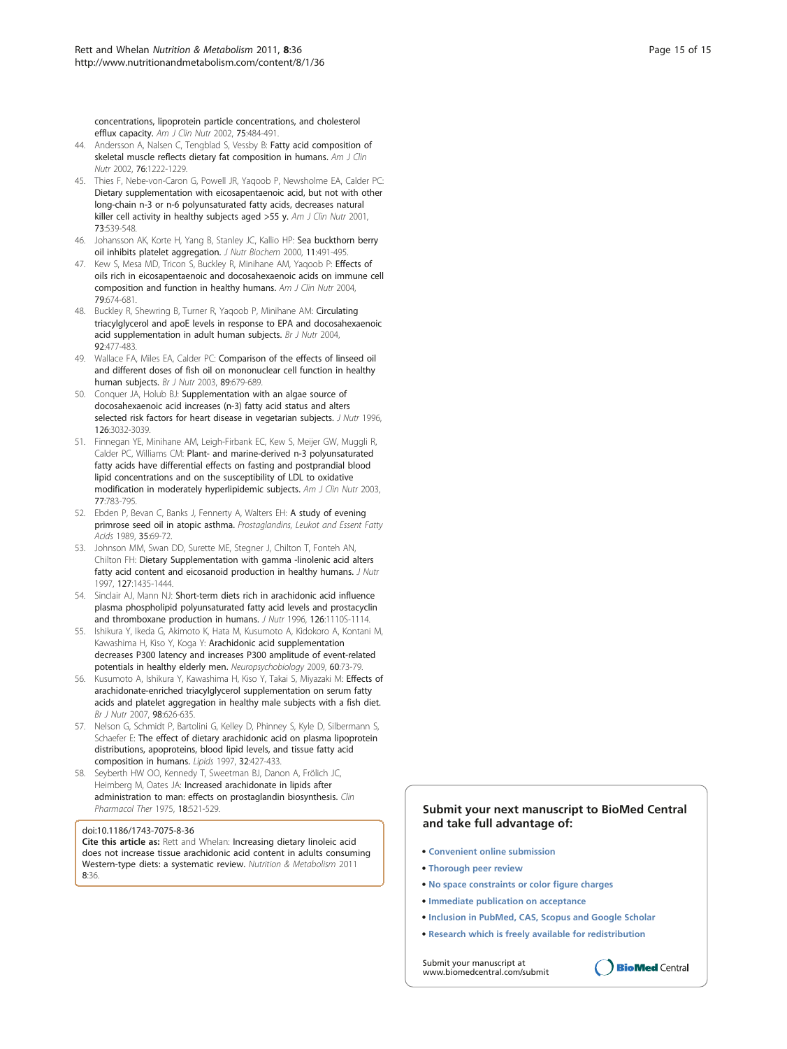concentrations, lipoprotein particle concentrations, and cholesterol efflux capacity. *Am J Clin Nutr* 2002, **75**:484-491.

44. Andersson A, Nalsen C, Tengblad S, Vessby B: **Fatty acid composition of skeletal muscle reflects dietary fat composition in humans.** *Am J Clin Nutr* 2002, **76**:1222-1229.
45. Thies F, Nebe-von-Caron G, Powell JR, Yaqoob P, Newsholme EA, Calder PC: **Dietary supplementation with eicosapentaenoic acid, but not with other long-chain n-3 or n-6 polyunsaturated fatty acids, decreases natural killer cell activity in healthy subjects aged >55 y.** *Am J Clin Nutr* 2001, **73**:539-548.
46. Johansson AK, Korte H, Yang B, Stanley JC, Kallio HP: **Sea buckthorn berry oil inhibits platelet aggregation.** *J Nutr Biochem* 2000, **11**:491-495.
47. Kew S, Mesa MD, Tricon S, Buckley R, Minihane AM, Yaqoob P: **Effects of oils rich in eicosapentaenoic and docosahexaenoic acids on immune cell composition and function in healthy humans.** *Am J Clin Nutr* 2004, **79**:674-681.
48. Buckley R, Shewring B, Turner R, Yaqoob P, Minihane AM: **Circulating triacylglycerol and apoE levels in response to EPA and docosahexaenoic acid supplementation in adult human subjects.** *Br J Nutr* 2004, **92**:477-483.
49. Wallace FA, Miles EA, Calder PC: **Comparison of the effects of linseed oil and different doses of fish oil on mononuclear cell function in healthy human subjects.** *Br J Nutr* 2003, **89**:679-689.
50. Conquer JA, Holub BJ: **Supplementation with an algae source of docosahexaenoic acid increases (n-3) fatty acid status and alters selected risk factors for heart disease in vegetarian subjects.** *J Nutr* 1996, **126**:3032-3039.
51. Finnegan YE, Minihane AM, Leigh-Firbank EC, Kew S, Meijer GW, Muggli R, Calder PC, Williams CM: **Plant- and marine-derived n-3 polyunsaturated fatty acids have differential effects on fasting and postprandial blood lipid concentrations and on the susceptibility of LDL to oxidative modification in moderately hyperlipidemic subjects.** *Am J Clin Nutr* 2003, **77**:783-795.
52. Ebden P, Bevan C, Banks J, Fennerty A, Walters EH: **A study of evening primrose seed oil in atopic asthma.** *Prostaglandins, Leukot and Essent Fatty Acids* 1989, **35**:69-72.
53. Johnson MM, Swan DD, Surette ME, Stegner J, Chilton T, Fonteh AN, Chilton FH: **Dietary Supplementation with gamma -linolenic acid alters fatty acid content and eicosanoid production in healthy humans.** *J Nutr* 1997, **127**:1435-1444.
54. Sinclair AJ, Mann NJ: **Short-term diets rich in arachidonic acid influence plasma phospholipid polyunsaturated fatty acid levels and prostacyclin and thromboxane production in humans.** *J Nutr* 1996, **126**:1110S-1114.
55. Ishikura Y, Ikeda G, Akimoto K, Hata M, Kusumoto A, Kidokoro A, Kontani M, Kawashima H, Kiso Y, Koga Y: **Arachidonic acid supplementation decreases P300 latency and increases P300 amplitude of event-related potentials in healthy elderly men.** *Neuropsychobiology* 2009, **60**:73-79.
56. Kusumoto A, Ishikura Y, Kawashima H, Kiso Y, Takai S, Miyazaki M: **Effects of arachidonate-enriched triacylglycerol supplementation on serum fatty acids and platelet aggregation in healthy male subjects with a fish diet.** *Br J Nutr* 2007, **98**:626-635.
57. Nelson G, Schmidt P, Bartolini G, Kelley D, Phinney S, Kyle D, Silbermann S, Schaefer E: **The effect of dietary arachidonic acid on plasma lipoprotein distributions, apoproteins, blood lipid levels, and tissue fatty acid composition in humans.** *Lipids* 1997, **32**:427-433.
58. Seyberth HW OO, Kennedy T, Sweetman BJ, Danon A, Frölich JC, Heimberg M, Oates JA: **Increased arachidonate in lipids after administration to man: effects on prostaglandin biosynthesis.** *Clin Pharmacol Ther* 1975, **18**:521-529.

doi:10.1186/1743-7075-8-36

**Cite this article as:** Rett and Whelan: Increasing dietary linoleic acid does not increase tissue arachidonic acid content in adults consuming Western-type diets: a systematic review. *Nutrition & Metabolism* 2011 **8**:36.

**Submit your next manuscript to BioMed Central and take full advantage of:**

- **Convenient online submission**
- **Thorough peer review**
- **No space constraints or color figure charges**
- **Immediate publication on acceptance**
- **Inclusion in PubMed, CAS, Scopus and Google Scholar**
- **Research which is freely available for redistribution**

Submit your manuscript at www.biomedcentral.com/submit

BioMed Central